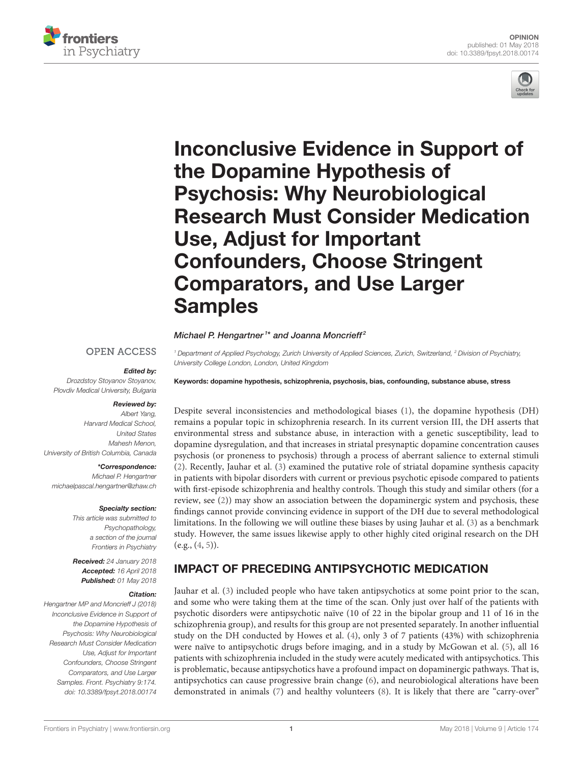OPINION
published: 01 May 2018
doi: 10.3389/fpsyt.2018.00174

# Inconclusive Evidence in Support of the Dopamine Hypothesis of Psychosis: Why Neurobiological Research Must Consider Medication Use, Adjust for Important Confounders, Choose Stringent Comparators, and Use Larger Samples

*Michael P. Hengartner[1]\* and Joanna Moncrieff[2]*

[1] Department of Applied Psychology, Zurich University of Applied Sciences, Zurich, Switzerland, [2] Division of Psychiatry, University College London, London, United Kingdom

OPEN ACCESS

***Edited by:***
Drozdstoy Stoyanov Stoyanov, Plovdiv Medical University, Bulgaria

***Reviewed by:***
Albert Yang, Harvard Medical School, United States
Mahesh Menon, University of British Columbia, Canada

***\*Correspondence:***
Michael P. Hengartner
michaelpascal.hengartner@zhaw.ch

***Specialty section:***
This article was submitted to Psychopathology, a section of the journal Frontiers in Psychiatry

***Received:*** 24 January 2018
***Accepted:*** 16 April 2018
***Published:*** 01 May 2018

***Citation:***
Hengartner MP and Moncrieff J (2018) Inconclusive Evidence in Support of the Dopamine Hypothesis of Psychosis: Why Neurobiological Research Must Consider Medication Use, Adjust for Important Confounders, Choose Stringent Comparators, and Use Larger Samples. Front. Psychiatry 9:174. doi: 10.3389/fpsyt.2018.00174

**Keywords: dopamine hypothesis, schizophrenia, psychosis, bias, confounding, substance abuse, stress**

Despite several inconsistencies and methodological biases (1), the dopamine hypothesis (DH) remains a popular topic in schizophrenia research. In its current version III, the DH asserts that environmental stress and substance abuse, in interaction with a genetic susceptibility, lead to dopamine dysregulation, and that increases in striatal presynaptic dopamine concentration causes psychosis (or proneness to psychosis) through a process of aberrant salience to external stimuli (2). Recently, Jauhar et al. (3) examined the putative role of striatal dopamine synthesis capacity in patients with bipolar disorders with current or previous psychotic episode compared to patients with first-episode schizophrenia and healthy controls. Though this study and similar others (for a review, see (2)) may show an association between the dopaminergic system and psychosis, these findings cannot provide convincing evidence in support of the DH due to several methodological limitations. In the following we will outline these biases by using Jauhar et al. (3) as a benchmark study. However, the same issues likewise apply to other highly cited original research on the DH (e.g., (4, 5)).

## IMPACT OF PRECEDING ANTIPSYCHOTIC MEDICATION

Jauhar et al. (3) included people who have taken antipsychotics at some point prior to the scan, and some who were taking them at the time of the scan. Only just over half of the patients with psychotic disorders were antipsychotic naïve (10 of 22 in the bipolar group and 11 of 16 in the schizophrenia group), and results for this group are not presented separately. In another influential study on the DH conducted by Howes et al. (4), only 3 of 7 patients (43%) with schizophrenia were naïve to antipsychotic drugs before imaging, and in a study by McGowan et al. (5), all 16 patients with schizophrenia included in the study were acutely medicated with antipsychotics. This is problematic, because antipsychotics have a profound impact on dopaminergic pathways. That is, antipsychotics can cause progressive brain change (6), and neurobiological alterations have been demonstrated in animals (7) and healthy volunteers (8). It is likely that there are "carry-over"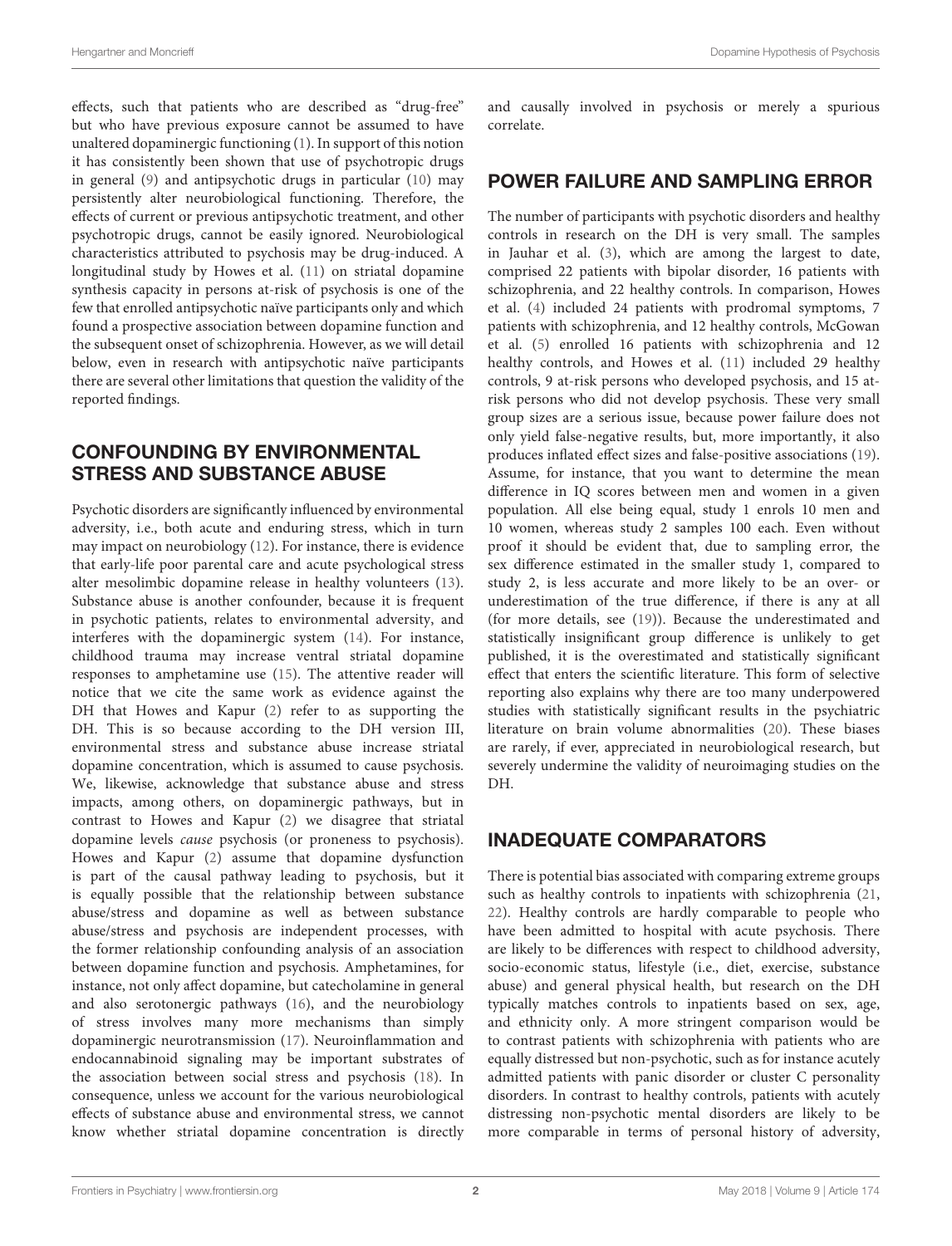effects, such that patients who are described as "drug-free" but who have previous exposure cannot be assumed to have unaltered dopaminergic functioning (1). In support of this notion it has consistently been shown that use of psychotropic drugs in general (9) and antipsychotic drugs in particular (10) may persistently alter neurobiological functioning. Therefore, the effects of current or previous antipsychotic treatment, and other psychotropic drugs, cannot be easily ignored. Neurobiological characteristics attributed to psychosis may be drug-induced. A longitudinal study by Howes et al. (11) on striatal dopamine synthesis capacity in persons at-risk of psychosis is one of the few that enrolled antipsychotic naïve participants only and which found a prospective association between dopamine function and the subsequent onset of schizophrenia. However, as we will detail below, even in research with antipsychotic naïve participants there are several other limitations that question the validity of the reported findings.

## CONFOUNDING BY ENVIRONMENTAL STRESS AND SUBSTANCE ABUSE

Psychotic disorders are significantly influenced by environmental adversity, i.e., both acute and enduring stress, which in turn may impact on neurobiology (12). For instance, there is evidence that early-life poor parental care and acute psychological stress alter mesolimbic dopamine release in healthy volunteers (13). Substance abuse is another confounder, because it is frequent in psychotic patients, relates to environmental adversity, and interferes with the dopaminergic system (14). For instance, childhood trauma may increase ventral striatal dopamine responses to amphetamine use (15). The attentive reader will notice that we cite the same work as evidence against the DH that Howes and Kapur (2) refer to as supporting the DH. This is so because according to the DH version III, environmental stress and substance abuse increase striatal dopamine concentration, which is assumed to cause psychosis. We, likewise, acknowledge that substance abuse and stress impacts, among others, on dopaminergic pathways, but in contrast to Howes and Kapur (2) we disagree that striatal dopamine levels *cause* psychosis (or proneness to psychosis). Howes and Kapur (2) assume that dopamine dysfunction is part of the causal pathway leading to psychosis, but it is equally possible that the relationship between substance abuse/stress and dopamine as well as between substance abuse/stress and psychosis are independent processes, with the former relationship confounding analysis of an association between dopamine function and psychosis. Amphetamines, for instance, not only affect dopamine, but catecholamine in general and also serotonergic pathways (16), and the neurobiology of stress involves many more mechanisms than simply dopaminergic neurotransmission (17). Neuroinflammation and endocannabinoid signaling may be important substrates of the association between social stress and psychosis (18). In consequence, unless we account for the various neurobiological effects of substance abuse and environmental stress, we cannot know whether striatal dopamine concentration is directly and causally involved in psychosis or merely a spurious correlate.

## POWER FAILURE AND SAMPLING ERROR

The number of participants with psychotic disorders and healthy controls in research on the DH is very small. The samples in Jauhar et al. (3), which are among the largest to date, comprised 22 patients with bipolar disorder, 16 patients with schizophrenia, and 22 healthy controls. In comparison, Howes et al. (4) included 24 patients with prodromal symptoms, 7 patients with schizophrenia, and 12 healthy controls, McGowan et al. (5) enrolled 16 patients with schizophrenia and 12 healthy controls, and Howes et al. (11) included 29 healthy controls, 9 at-risk persons who developed psychosis, and 15 at-risk persons who did not develop psychosis. These very small group sizes are a serious issue, because power failure does not only yield false-negative results, but, more importantly, it also produces inflated effect sizes and false-positive associations (19). Assume, for instance, that you want to determine the mean difference in IQ scores between men and women in a given population. All else being equal, study 1 enrols 10 men and 10 women, whereas study 2 samples 100 each. Even without proof it should be evident that, due to sampling error, the sex difference estimated in the smaller study 1, compared to study 2, is less accurate and more likely to be an over- or underestimation of the true difference, if there is any at all (for more details, see (19)). Because the underestimated and statistically insignificant group difference is unlikely to get published, it is the overestimated and statistically significant effect that enters the scientific literature. This form of selective reporting also explains why there are too many underpowered studies with statistically significant results in the psychiatric literature on brain volume abnormalities (20). These biases are rarely, if ever, appreciated in neurobiological research, but severely undermine the validity of neuroimaging studies on the DH.

## INADEQUATE COMPARATORS

There is potential bias associated with comparing extreme groups such as healthy controls to inpatients with schizophrenia (21, 22). Healthy controls are hardly comparable to people who have been admitted to hospital with acute psychosis. There are likely to be differences with respect to childhood adversity, socio-economic status, lifestyle (i.e., diet, exercise, substance abuse) and general physical health, but research on the DH typically matches controls to inpatients based on sex, age, and ethnicity only. A more stringent comparison would be to contrast patients with schizophrenia with patients who are equally distressed but non-psychotic, such as for instance acutely admitted patients with panic disorder or cluster C personality disorders. In contrast to healthy controls, patients with acutely distressing non-psychotic mental disorders are likely to be more comparable in terms of personal history of adversity,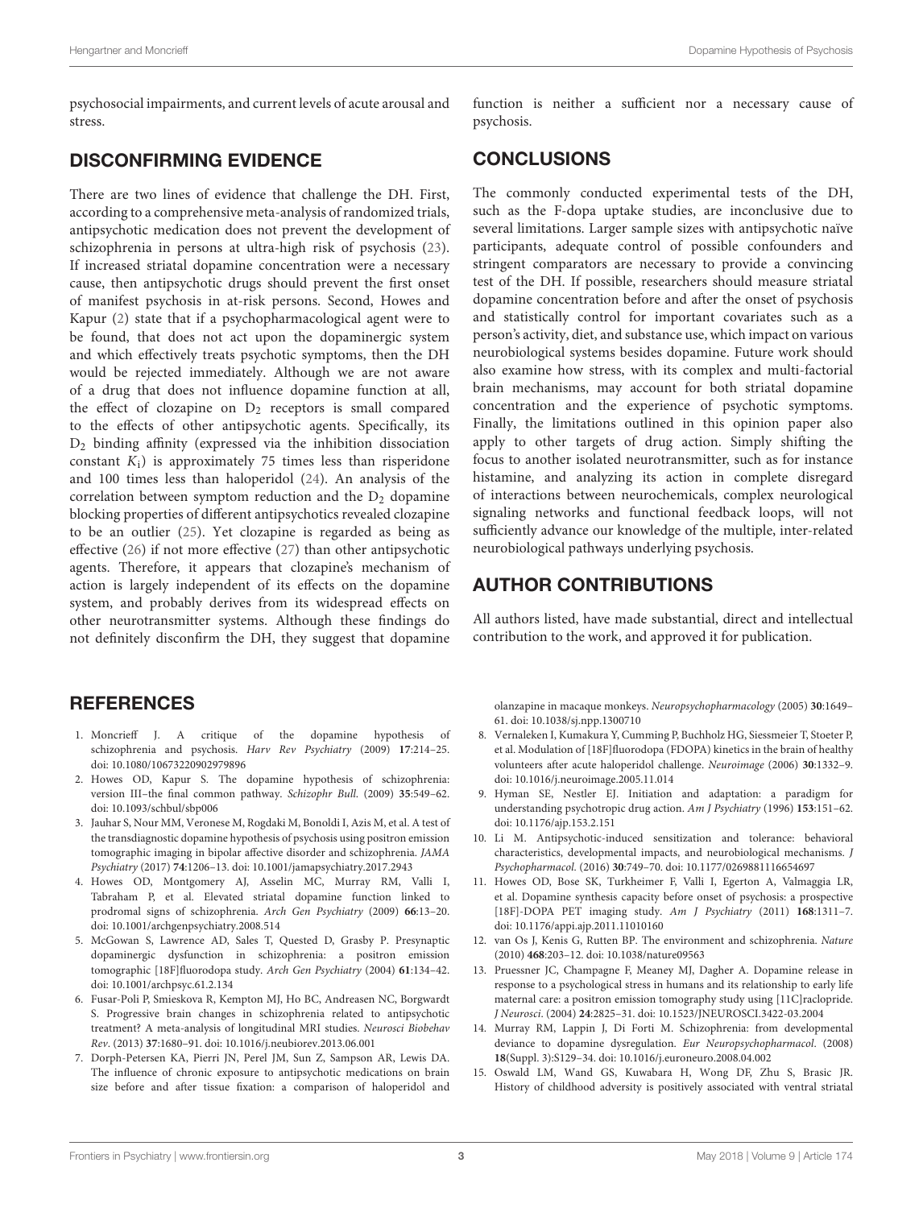psychosocial impairments, and current levels of acute arousal and stress.

## DISCONFIRMING EVIDENCE

There are two lines of evidence that challenge the DH. First, according to a comprehensive meta-analysis of randomized trials, antipsychotic medication does not prevent the development of schizophrenia in persons at ultra-high risk of psychosis (23). If increased striatal dopamine concentration were a necessary cause, then antipsychotic drugs should prevent the first onset of manifest psychosis in at-risk persons. Second, Howes and Kapur (2) state that if a psychopharmacological agent were to be found, that does not act upon the dopaminergic system and which effectively treats psychotic symptoms, then the DH would be rejected immediately. Although we are not aware of a drug that does not influence dopamine function at all, the effect of clozapine on $D_2$ receptors is small compared to the effects of other antipsychotic agents. Specifically, its $D_2$ binding affinity (expressed via the inhibition dissociation constant $K_i$) is approximately 75 times less than risperidone and 100 times less than haloperidol (24). An analysis of the correlation between symptom reduction and the $D_2$ dopamine blocking properties of different antipsychotics revealed clozapine to be an outlier (25). Yet clozapine is regarded as being as effective (26) if not more effective (27) than other antipsychotic agents. Therefore, it appears that clozapine's mechanism of action is largely independent of its effects on the dopamine system, and probably derives from its widespread effects on other neurotransmitter systems. Although these findings do not definitely disconfirm the DH, they suggest that dopamine function is neither a sufficient nor a necessary cause of psychosis.

## CONCLUSIONS

The commonly conducted experimental tests of the DH, such as the F-dopa uptake studies, are inconclusive due to several limitations. Larger sample sizes with antipsychotic naïve participants, adequate control of possible confounders and stringent comparators are necessary to provide a convincing test of the DH. If possible, researchers should measure striatal dopamine concentration before and after the onset of psychosis and statistically control for important covariates such as a person's activity, diet, and substance use, which impact on various neurobiological systems besides dopamine. Future work should also examine how stress, with its complex and multi-factorial brain mechanisms, may account for both striatal dopamine concentration and the experience of psychotic symptoms. Finally, the limitations outlined in this opinion paper also apply to other targets of drug action. Simply shifting the focus to another isolated neurotransmitter, such as for instance histamine, and analyzing its action in complete disregard of interactions between neurochemicals, complex neurological signaling networks and functional feedback loops, will not sufficiently advance our knowledge of the multiple, inter-related neurobiological pathways underlying psychosis.

## AUTHOR CONTRIBUTIONS

All authors listed, have made substantial, direct and intellectual contribution to the work, and approved it for publication.

## REFERENCES

1. Moncrieff J. A critique of the dopamine hypothesis of schizophrenia and psychosis. *Harv Rev Psychiatry* (2009) **17**:214–25. doi: 10.1080/10673220902979896
2. Howes OD, Kapur S. The dopamine hypothesis of schizophrenia: version III–the final common pathway. *Schizophr Bull*. (2009) **35**:549–62. doi: 10.1093/schbul/sbp006
3. Jauhar S, Nour MM, Veronese M, Rogdaki M, Bonoldi I, Azis M, et al. A test of the transdiagnostic dopamine hypothesis of psychosis using positron emission tomographic imaging in bipolar affective disorder and schizophrenia. *JAMA Psychiatry* (2017) **74**:1206–13. doi: 10.1001/jamapsychiatry.2017.2943
4. Howes OD, Montgomery AJ, Asselin MC, Murray RM, Valli I, Tabraham P, et al. Elevated striatal dopamine function linked to prodromal signs of schizophrenia. *Arch Gen Psychiatry* (2009) **66**:13–20. doi: 10.1001/archgenpsychiatry.2008.514
5. McGowan S, Lawrence AD, Sales T, Quested D, Grasby P. Presynaptic dopaminergic dysfunction in schizophrenia: a positron emission tomographic [18F]fluorodopa study. *Arch Gen Psychiatry* (2004) **61**:134–42. doi: 10.1001/archpsyc.61.2.134
6. Fusar-Poli P, Smieskova R, Kempton MJ, Ho BC, Andreasen NC, Borgwardt S. Progressive brain changes in schizophrenia related to antipsychotic treatment? A meta-analysis of longitudinal MRI studies. *Neurosci Biobehav Rev*. (2013) **37**:1680–91. doi: 10.1016/j.neubiorev.2013.06.001
7. Dorph-Petersen KA, Pierri JN, Perel JM, Sun Z, Sampson AR, Lewis DA. The influence of chronic exposure to antipsychotic medications on brain size before and after tissue fixation: a comparison of haloperidol and olanzapine in macaque monkeys. *Neuropsychopharmacology* (2005) **30**:1649–61. doi: 10.1038/sj.npp.1300710
8. Vernaleken I, Kumakura Y, Cumming P, Buchholz HG, Siessmeier T, Stoeter P, et al. Modulation of [18F]fluorodopa (FDOPA) kinetics in the brain of healthy volunteers after acute haloperidol challenge. *Neuroimage* (2006) **30**:1332–9. doi: 10.1016/j.neuroimage.2005.11.014
9. Hyman SE, Nestler EJ. Initiation and adaptation: a paradigm for understanding psychotropic drug action. *Am J Psychiatry* (1996) **153**:151–62. doi: 10.1176/ajp.153.2.151
10. Li M. Antipsychotic-induced sensitization and tolerance: behavioral characteristics, developmental impacts, and neurobiological mechanisms. *J Psychopharmacol*. (2016) **30**:749–70. doi: 10.1177/0269881116654697
11. Howes OD, Bose SK, Turkheimer F, Valli I, Egerton A, Valmaggia LR, et al. Dopamine synthesis capacity before onset of psychosis: a prospective [18F]-DOPA PET imaging study. *Am J Psychiatry* (2011) **168**:1311–7. doi: 10.1176/appi.ajp.2011.11010160
12. van Os J, Kenis G, Rutten BP. The environment and schizophrenia. *Nature* (2010) **468**:203–12. doi: 10.1038/nature09563
13. Pruessner JC, Champagne F, Meaney MJ, Dagher A. Dopamine release in response to a psychological stress in humans and its relationship to early life maternal care: a positron emission tomography study using [11C]raclopride. *J Neurosci*. (2004) **24**:2825–31. doi: 10.1523/JNEUROSCI.3422-03.2004
14. Murray RM, Lappin J, Di Forti M. Schizophrenia: from developmental deviance to dopamine dysregulation. *Eur Neuropsychopharmacol*. (2008) **18**(Suppl. 3):S129–34. doi: 10.1016/j.euroneuro.2008.04.002
15. Oswald LM, Wand GS, Kuwabara H, Wong DF, Zhu S, Brasic JR. History of childhood adversity is positively associated with ventral striatal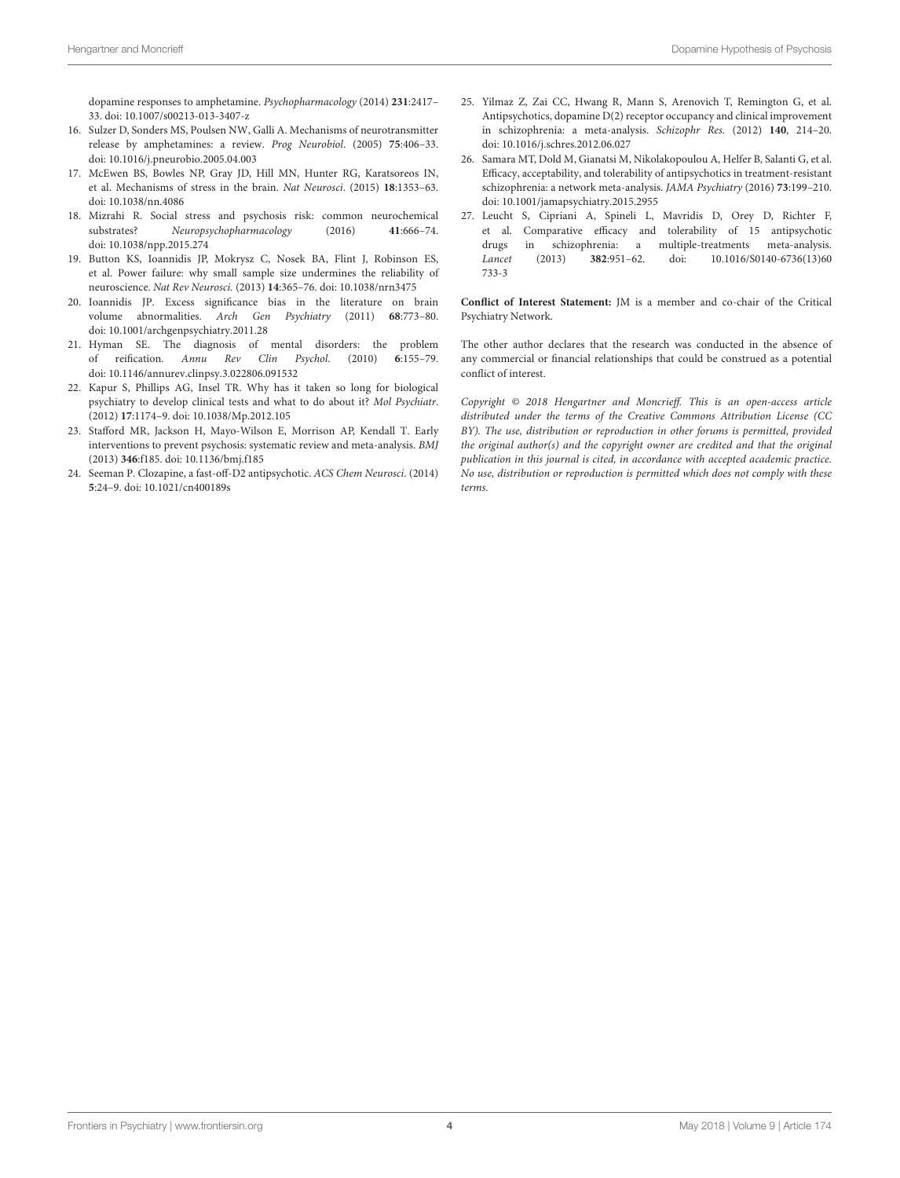dopamine responses to amphetamine. *Psychopharmacology* (2014) **231**:2417–33. doi: 10.1007/s00213-013-3407-z

16. Sulzer D, Sonders MS, Poulsen NW, Galli A. Mechanisms of neurotransmitter release by amphetamines: a review. *Prog Neurobiol*. (2005) **75**:406–33. doi: 10.1016/j.pneurobio.2005.04.003
17. McEwen BS, Bowles NP, Gray JD, Hill MN, Hunter RG, Karatsoreos IN, et al. Mechanisms of stress in the brain. *Nat Neurosci*. (2015) **18**:1353–63. doi: 10.1038/nn.4086
18. Mizrahi R. Social stress and psychosis risk: common neurochemical substrates? *Neuropsychopharmacology* (2016) **41**:666–74. doi: 10.1038/npp.2015.274
19. Button KS, Ioannidis JP, Mokrysz C, Nosek BA, Flint J, Robinson ES, et al. Power failure: why small sample size undermines the reliability of neuroscience. *Nat Rev Neurosci*. (2013) **14**:365–76. doi: 10.1038/nrn3475
20. Ioannidis JP. Excess significance bias in the literature on brain volume abnormalities. *Arch Gen Psychiatry* (2011) **68**:773–80. doi: 10.1001/archgenpsychiatry.2011.28
21. Hyman SE. The diagnosis of mental disorders: the problem of reification. *Annu Rev Clin Psychol*. (2010) **6**:155–79. doi: 10.1146/annurev.clinpsy.3.022806.091532
22. Kapur S, Phillips AG, Insel TR. Why has it taken so long for biological psychiatry to develop clinical tests and what to do about it? *Mol Psychiatr*. (2012) **17**:1174–9. doi: 10.1038/Mp.2012.105
23. Stafford MR, Jackson H, Mayo-Wilson E, Morrison AP, Kendall T. Early interventions to prevent psychosis: systematic review and meta-analysis. *BMJ* (2013) **346**:f185. doi: 10.1136/bmj.f185
24. Seeman P. Clozapine, a fast-off-D2 antipsychotic. *ACS Chem Neurosci*. (2014) **5**:24–9. doi: 10.1021/cn400189s
25. Yilmaz Z, Zai CC, Hwang R, Mann S, Arenovich T, Remington G, et al. Antipsychotics, dopamine D(2) receptor occupancy and clinical improvement in schizophrenia: a meta-analysis. *Schizophr Res*. (2012) **140**, 214–20. doi: 10.1016/j.schres.2012.06.027
26. Samara MT, Dold M, Gianatsi M, Nikolakopoulou A, Helfer B, Salanti G, et al. Efficacy, acceptability, and tolerability of antipsychotics in treatment-resistant schizophrenia: a network meta-analysis. *JAMA Psychiatry* (2016) **73**:199–210. doi: 10.1001/jamapsychiatry.2015.2955
27. Leucht S, Cipriani A, Spineli L, Mavridis D, Orey D, Richter F, et al. Comparative efficacy and tolerability of 15 antipsychotic drugs in schizophrenia: a multiple-treatments meta-analysis. *Lancet* (2013) **382**:951–62. doi: 10.1016/S0140-6736(13)60733-3

**Conflict of Interest Statement:** JM is a member and co-chair of the Critical Psychiatry Network.

The other author declares that the research was conducted in the absence of any commercial or financial relationships that could be construed as a potential conflict of interest.

*Copyright © 2018 Hengartner and Moncrieff. This is an open-access article distributed under the terms of the Creative Commons Attribution License (CC BY). The use, distribution or reproduction in other forums is permitted, provided the original author(s) and the copyright owner are credited and that the original publication in this journal is cited, in accordance with accepted academic practice. No use, distribution or reproduction is permitted which does not comply with these terms.*